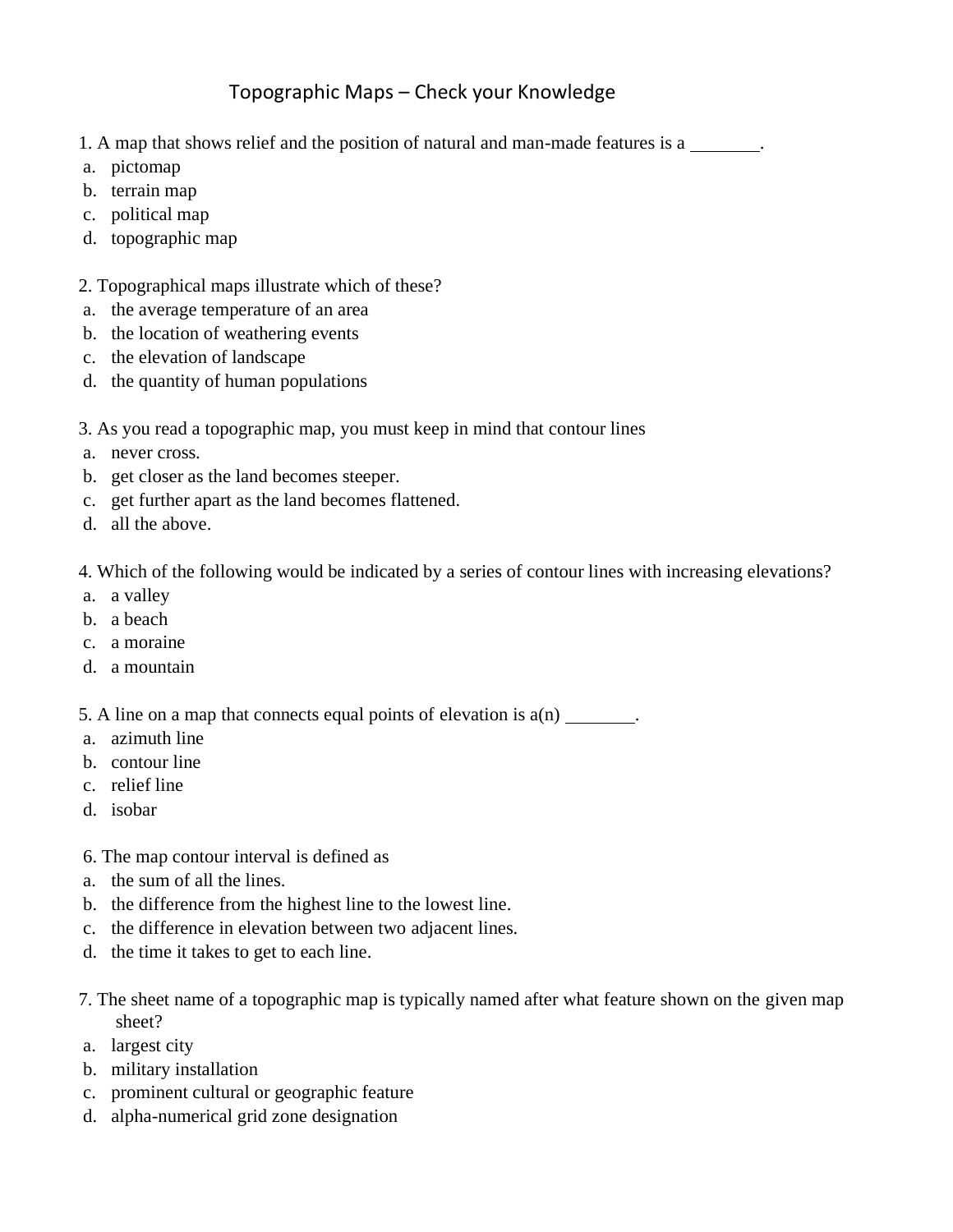# Topographic Maps – Check your Knowledge

1. A map that shows relief and the position of natural and man-made features is a ________.
   a. pictomap
   b. terrain map
   c. political map
   d. topographic map

2. Topographical maps illustrate which of these?
   a. the average temperature of an area
   b. the location of weathering events
   c. the elevation of landscape
   d. the quantity of human populations

3. As you read a topographic map, you must keep in mind that contour lines
   a. never cross.
   b. get closer as the land becomes steeper.
   c. get further apart as the land becomes flattened.
   d. all the above.

4. Which of the following would be indicated by a series of contour lines with increasing elevations?
   a. a valley
   b. a beach
   c. a moraine
   d. a mountain

5. A line on a map that connects equal points of elevation is a(n) ________.
   a. azimuth line
   b. contour line
   c. relief line
   d. isobar

6. The map contour interval is defined as
   a. the sum of all the lines.
   b. the difference from the highest line to the lowest line.
   c. the difference in elevation between two adjacent lines.
   d. the time it takes to get to each line.

7. The sheet name of a topographic map is typically named after what feature shown on the given map sheet?
   a. largest city
   b. military installation
   c. prominent cultural or geographic feature
   d. alpha-numerical grid zone designation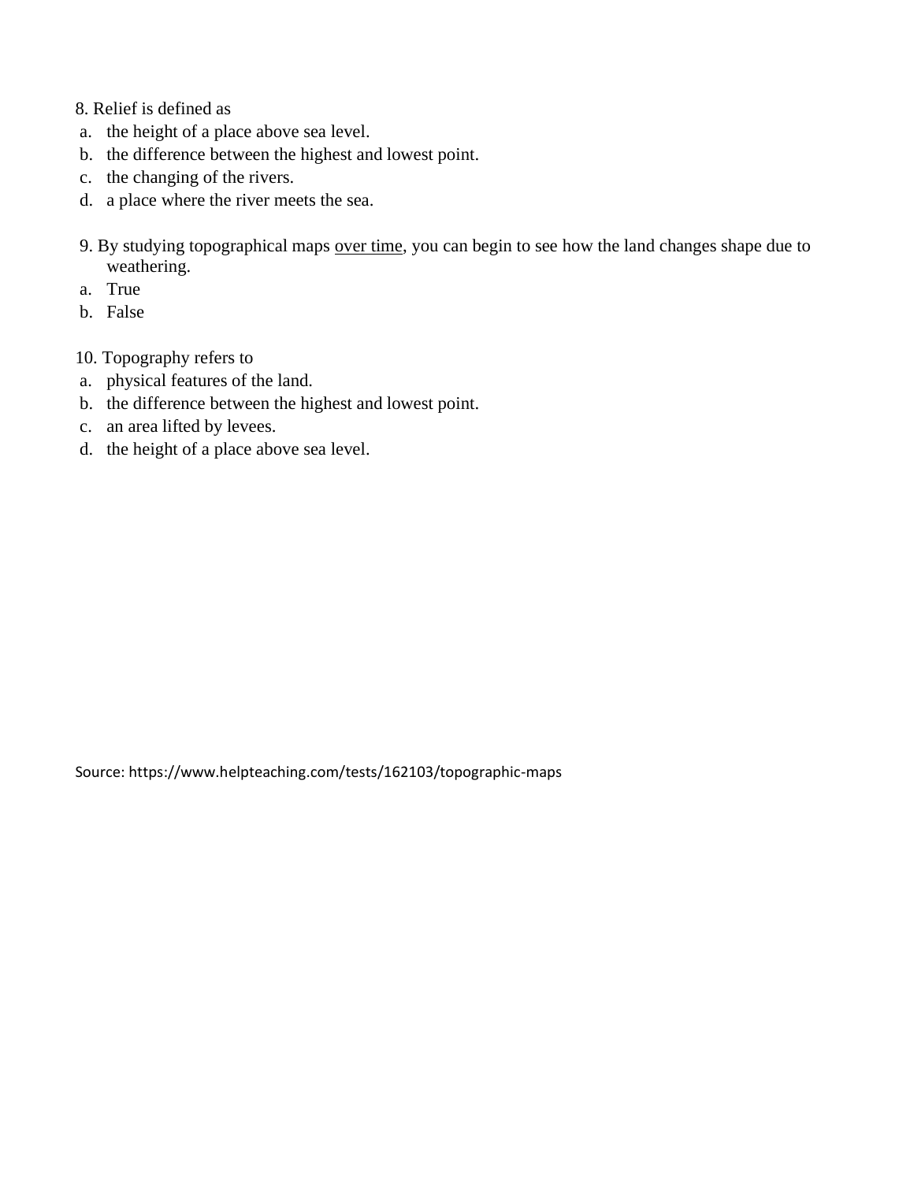8. Relief is defined as

a. the height of a place above sea level.
b. the difference between the highest and lowest point.
c. the changing of the rivers.
d. a place where the river meets the sea.

9. By studying topographical maps <u>over time</u>, you can begin to see how the land changes shape due to weathering.

a. True
b. False

10. Topography refers to

a. physical features of the land.
b. the difference between the highest and lowest point.
c. an area lifted by levees.
d. the height of a place above sea level.

Source: https://www.helpteaching.com/tests/162103/topographic-maps